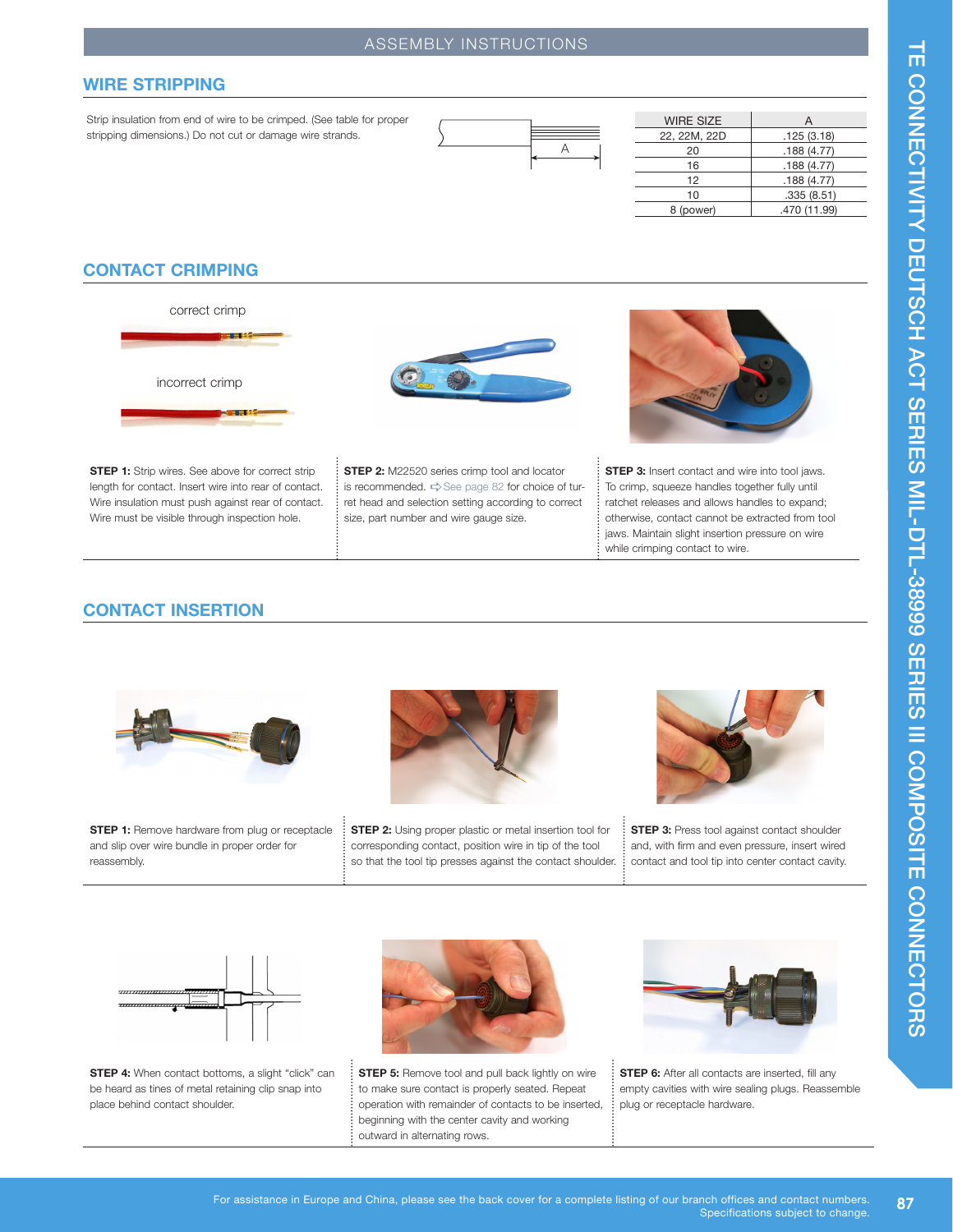# ASSEMBLY INSTRUCTIONS

## WIRE STRIPPING

Strip insulation from end of wire to be crimped. (See table for proper stripping dimensions.) Do not cut or damage wire strands.

| WIRE SIZE | A |
|---|---|
| 22, 22M, 22D | .125 (3.18) |
| 20 | .188 (4.77) |
| 16 | .188 (4.77) |
| 12 | .188 (4.77) |
| 10 | .335 (8.51) |
| 8 (power) | .470 (11.99) |

## CONTACT CRIMPING

correct crimp

incorrect crimp

**STEP 1:** Strip wires. See above for correct strip length for contact. Insert wire into rear of contact. Wire insulation must push against rear of contact. Wire must be visible through inspection hole.

**STEP 2:** M22520 series crimp tool and locator is recommended. See page 82 for choice of turret head and selection setting according to correct size, part number and wire gauge size.

**STEP 3:** Insert contact and wire into tool jaws. To crimp, squeeze handles together fully until ratchet releases and allows handles to expand; otherwise, contact cannot be extracted from tool jaws. Maintain slight insertion pressure on wire while crimping contact to wire.

## CONTACT INSERTION

**STEP 1:** Remove hardware from plug or receptacle and slip over wire bundle in proper order for reassembly.

**STEP 2:** Using proper plastic or metal insertion tool for corresponding contact, position wire in tip of the tool so that the tool tip presses against the contact shoulder.

**STEP 3:** Press tool against contact shoulder and, with firm and even pressure, insert wired contact and tool tip into center contact cavity.

**STEP 4:** When contact bottoms, a slight "click" can be heard as tines of metal retaining clip snap into place behind contact shoulder.

**STEP 5:** Remove tool and pull back lightly on wire to make sure contact is properly seated. Repeat operation with remainder of contacts to be inserted, beginning with the center cavity and working outward in alternating rows.

**STEP 6:** After all contacts are inserted, fill any empty cavities with wire sealing plugs. Reassemble plug or receptacle hardware.

For assistance in Europe and China, please see the back cover for a complete listing of our branch offices and contact numbers.
Specifications subject to change.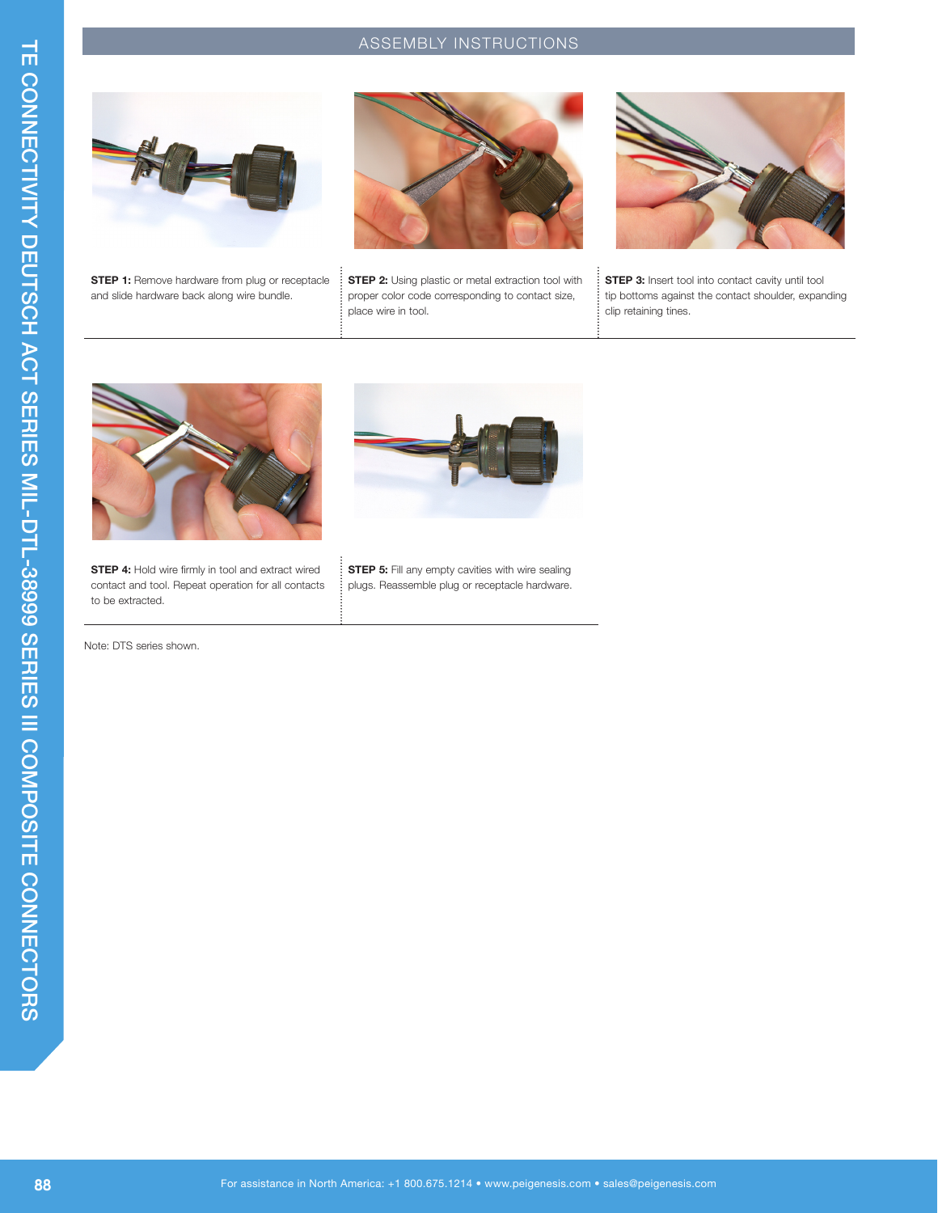## ASSEMBLY INSTRUCTIONS

**STEP 1:** Remove hardware from plug or receptacle and slide hardware back along wire bundle.

**STEP 2:** Using plastic or metal extraction tool with proper color code corresponding to contact size, place wire in tool.

**STEP 3:** Insert tool into contact cavity until tool tip bottoms against the contact shoulder, expanding clip retaining tines.

**STEP 4:** Hold wire firmly in tool and extract wired contact and tool. Repeat operation for all contacts to be extracted.

**STEP 5:** Fill any empty cavities with wire sealing plugs. Reassemble plug or receptacle hardware.

Note: DTS series shown.